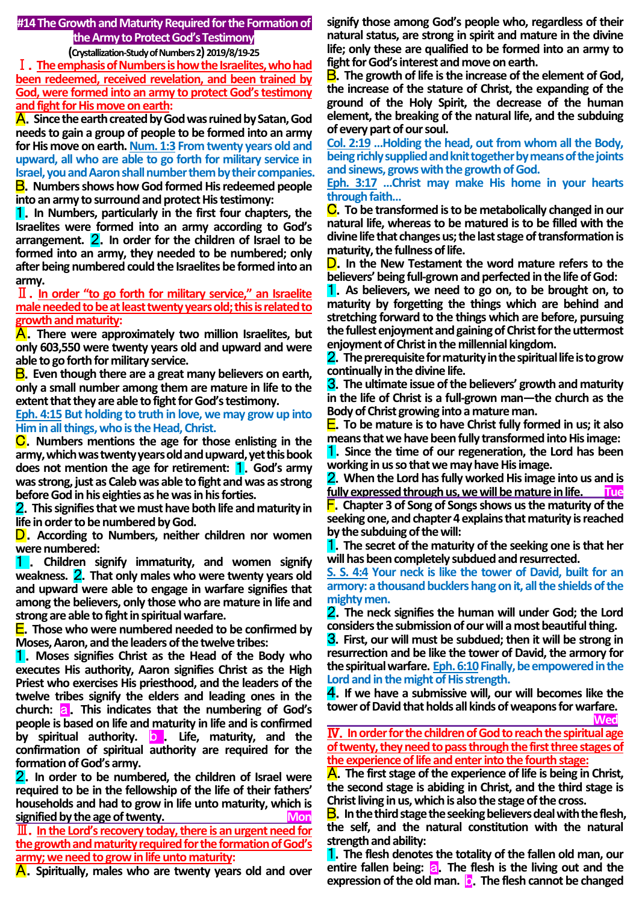# #14 The Growth and Maturity Required for the Formation of the Army to Protect God's Testimony

**(Crystallization-Study of Numbers 2) 2019/8/19-25**

## Ⅰ. The emphasis of Numbers is how the Israelites, who had been redeemed, received revelation, and been trained by God, were formed into an army to protect God's testimony and fight for His move on earth:

**A.** Since the earth created by God was ruined by Satan, God needs to gain a group of people to be formed into an army for His move on earth. **Num. 1:3 From twenty years old and upward, all who are able to go forth for military service in Israel, you and Aaron shall number them by their companies.**

**B.** Numbers shows how God formed His redeemed people into an army to surround and protect His testimony:

**1.** In Numbers, particularly in the first four chapters, the Israelites were formed into an army according to God's arrangement. **2.** In order for the children of Israel to be formed into an army, they needed to be numbered; only after being numbered could the Israelites be formed into an army.

## Ⅱ. In order "to go forth for military service," an Israelite male needed to be at least twenty years old; this is related to growth and maturity:

**A.** There were approximately two million Israelites, but only 603,550 were twenty years old and upward and were able to go forth for military service.

**B.** Even though there are a great many believers on earth, only a small number among them are mature in life to the extent that they are able to fight for God's testimony.

**Eph. 4:15 But holding to truth in love, we may grow up into Him in all things, who is the Head, Christ.**

**C.** Numbers mentions the age for those enlisting in the army, which was twenty years old and upward, yet this book does not mention the age for retirement: **1.** God's army was strong, just as Caleb was able to fight and was as strong before God in his eighties as he was in his forties.

**2.** This signifies that we must have both life and maturity in life in order to be numbered by God.

**D.** According to Numbers, neither children nor women were numbered:

**1.** Children signify immaturity, and women signify weakness. **2.** That only males who were twenty years old and upward were able to engage in warfare signifies that among the believers, only those who are mature in life and strong are able to fight in spiritual warfare.

**E.** Those who were numbered needed to be confirmed by Moses, Aaron, and the leaders of the twelve tribes:

**1.** Moses signifies Christ as the Head of the Body who executes His authority, Aaron signifies Christ as the High Priest who exercises His priesthood, and the leaders of the twelve tribes signify the elders and leading ones in the church: **a.** This indicates that the numbering of God's people is based on life and maturity in life and is confirmed by spiritual authority. **b.** Life, maturity, and the confirmation of spiritual authority are required for the formation of God's army.

**2.** In order to be numbered, the children of Israel were required to be in the fellowship of the life of their fathers' households and had to grow in life unto maturity, which is signified by the age of twenty. **Mon**

## Ⅲ. In the Lord's recovery today, there is an urgent need for the growth and maturity required for the formation of God's army; we need to grow in life unto maturity:

**A.** Spiritually, males who are twenty years old and over signify those among God's people who, regardless of their natural status, are strong in spirit and mature in the divine life; only these are qualified to be formed into an army to fight for God's interest and move on earth.

**B.** The growth of life is the increase of the element of God, the increase of the stature of Christ, the expanding of the ground of the Holy Spirit, the decrease of the human element, the breaking of the natural life, and the subduing of every part of our soul.

**Col. 2:19 ...Holding the head, out from whom all the Body, being richly supplied and knit together by means of the joints and sinews, grows with the growth of God.**

**Eph. 3:17 ...Christ may make His home in your hearts through faith...**

**C.** To be transformed is to be metabolically changed in our natural life, whereas to be matured is to be filled with the divine life that changes us; the last stage of transformation is maturity, the fullness of life.

**D.** In the New Testament the word mature refers to the believers' being full-grown and perfected in the life of God:

**1.** As believers, we need to go on, to be brought on, to maturity by forgetting the things which are behind and stretching forward to the things which are before, pursuing the fullest enjoyment and gaining of Christ for the uttermost enjoyment of Christ in the millennial kingdom.

**2.** The prerequisite for maturity in the spiritual life is to grow continually in the divine life.

**3.** The ultimate issue of the believers' growth and maturity in the life of Christ is a full-grown man—the church as the Body of Christ growing into a mature man.

**E.** To be mature is to have Christ fully formed in us; it also means that we have been fully transformed into His image:

**1.** Since the time of our regeneration, the Lord has been working in us so that we may have His image.

**2.** When the Lord has fully worked His image into us and is fully expressed through us, we will be mature in life. **Tue**

**F.** Chapter 3 of Song of Songs shows us the maturity of the seeking one, and chapter 4 explains that maturity is reached by the subduing of the will:

**1.** The secret of the maturity of the seeking one is that her will has been completely subdued and resurrected.

**S. S. 4:4 Your neck is like the tower of David, built for an armory: a thousand bucklers hang on it, all the shields of the mighty men.**

**2.** The neck signifies the human will under God; the Lord considers the submission of our will a most beautiful thing.

**3.** First, our will must be subdued; then it will be strong in resurrection and be like the tower of David, the armory for the spiritual warfare. **Eph. 6:10 Finally, be empowered in the Lord and in the might of His strength.**

**4.** If we have a submissive will, our will becomes like the tower of David that holds all kinds of weapons for warfare. **Wed**

## Ⅳ. In order for the children of God to reach the spiritual age of twenty, they need to pass through the first three stages of the experience of life and enter into the fourth stage:

**A.** The first stage of the experience of life is being in Christ, the second stage is abiding in Christ, and the third stage is Christ living in us, which is also the stage of the cross.

**B.** In the third stage the seeking believers deal with the flesh, the self, and the natural constitution with the natural strength and ability:

**1.** The flesh denotes the totality of the fallen old man, our entire fallen being: **a.** The flesh is the living out and the expression of the old man. **b.** The flesh cannot be changed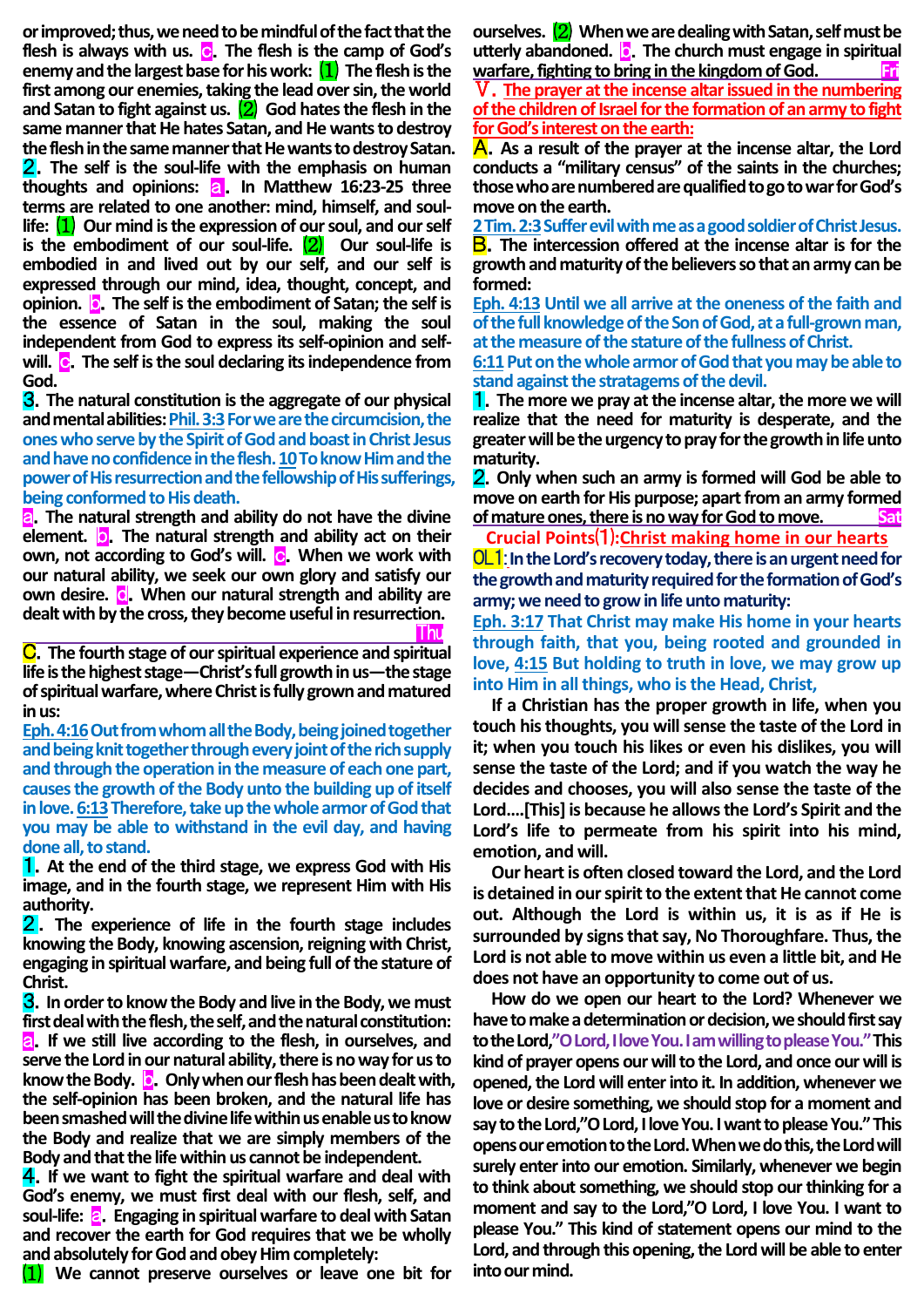or improved; thus, we need to be mindful of the fact that the flesh is always with us. c. The flesh is the camp of God's enemy and the largest base for his work: (1) The flesh is the first among our enemies, taking the lead over sin, the world and Satan to fight against us. (2) God hates the flesh in the same manner that He hates Satan, and He wants to destroy the flesh in the same manner that He wants to destroy Satan.

2. The self is the soul-life with the emphasis on human thoughts and opinions: a. In Matthew 16:23-25 three terms are related to one another: mind, himself, and soul-life: (1) Our mind is the expression of our soul, and our self is the embodiment of our soul-life. (2) Our soul-life is embodied in and lived out by our self, and our self is expressed through our mind, idea, thought, concept, and opinion. b. The self is the embodiment of Satan; the self is the essence of Satan in the soul, making the soul independent from God to express its self-opinion and self-will. c. The self is the soul declaring its independence from God.

3. The natural constitution is the aggregate of our physical and mental abilities: **Phil. 3:3 For we are the circumcision, the ones who serve by the Spirit of God and boast in Christ Jesus and have no confidence in the flesh. 10 To know Him and the power of His resurrection and the fellowship of His sufferings, being conformed to His death.**

a. The natural strength and ability do not have the divine element. b. The natural strength and ability act on their own, not according to God's will. c. When we work with our natural ability, we seek our own glory and satisfy our own desire. d. When our natural strength and ability are dealt with by the cross, they become useful in resurrection.

Thu

C. The fourth stage of our spiritual experience and spiritual life is the highest stage—Christ's full growth in us—the stage of spiritual warfare, where Christ is fully grown and matured in us:

**Eph. 4:16 Out from whom all the Body, being joined together and being knit together through every joint of the rich supply and through the operation in the measure of each one part, causes the growth of the Body unto the building up of itself in love. 6:13 Therefore, take up the whole armor of God that you may be able to withstand in the evil day, and having done all, to stand.**

1. At the end of the third stage, we express God with His image, and in the fourth stage, we represent Him with His authority.

2. The experience of life in the fourth stage includes knowing the Body, knowing ascension, reigning with Christ, engaging in spiritual warfare, and being full of the stature of Christ.

3. In order to know the Body and live in the Body, we must first deal with the flesh, the self, and the natural constitution: a. If we still live according to the flesh, in ourselves, and serve the Lord in our natural ability, there is no way for us to know the Body. b. Only when our flesh has been dealt with, the self-opinion has been broken, and the natural life has been smashed will the divine life within us enable us to know the Body and realize that we are simply members of the Body and that the life within us cannot be independent.

4. If we want to fight the spiritual warfare and deal with God's enemy, we must first deal with our flesh, self, and soul-life: a. Engaging in spiritual warfare to deal with Satan and recover the earth for God requires that we be wholly and absolutely for God and obey Him completely: (1) We cannot preserve ourselves or leave one bit for ourselves. (2) When we are dealing with Satan, self must be utterly abandoned. b. The church must engage in spiritual warfare, fighting to bring in the kingdom of God.

Fri

## Ⅴ. The prayer at the incense altar issued in the numbering of the children of Israel for the formation of an army to fight for God's interest on the earth:

A. As a result of the prayer at the incense altar, the Lord conducts a "military census" of the saints in the churches; those who are numbered are qualified to go to war for God's move on the earth.

**2 Tim. 2:3 Suffer evil with me as a good soldier of Christ Jesus.**

B. The intercession offered at the incense altar is for the growth and maturity of the believers so that an army can be formed:

**Eph. 4:13 Until we all arrive at the oneness of the faith and of the full knowledge of the Son of God, at a full-grown man, at the measure of the stature of the fullness of Christ.**

**6:11 Put on the whole armor of God that you may be able to stand against the stratagems of the devil.**

1. The more we pray at the incense altar, the more we will realize that the need for maturity is desperate, and the greater will be the urgency to pray for the growth in life unto maturity.

2. Only when such an army is formed will God be able to move on earth for His purpose; apart from an army formed of mature ones, there is no way for God to move.

Sat

## Crucial Points(1):Christ making home in our hearts

**OL1: In the Lord's recovery today, there is an urgent need for the growth and maturity required for the formation of God's army; we need to grow in life unto maturity:**

**Eph. 3:17 That Christ may make His home in your hearts through faith, that you, being rooted and grounded in love, 4:15 But holding to truth in love, we may grow up into Him in all things, who is the Head, Christ,**

If a Christian has the proper growth in life, when you touch his thoughts, you will sense the taste of the Lord in it; when you touch his likes or even his dislikes, you will sense the taste of the Lord; and if you watch the way he decides and chooses, you will also sense the taste of the Lord....[This] is because he allows the Lord's Spirit and the Lord's life to permeate from his spirit into his mind, emotion, and will.

Our heart is often closed toward the Lord, and the Lord is detained in our spirit to the extent that He cannot come out. Although the Lord is within us, it is as if He is surrounded by signs that say, No Thoroughfare. Thus, the Lord is not able to move within us even a little bit, and He does not have an opportunity to come out of us.

How do we open our heart to the Lord? Whenever we have to make a determination or decision, we should first say to the Lord,"O Lord, I love You. I am willing to please You." This kind of prayer opens our will to the Lord, and once our will is opened, the Lord will enter into it. In addition, whenever we love or desire something, we should stop for a moment and say to the Lord,"O Lord, I love You. I want to please You." This opens our emotion to the Lord. When we do this, the Lord will surely enter into our emotion. Similarly, whenever we begin to think about something, we should stop our thinking for a moment and say to the Lord,"O Lord, I love You. I want to please You." This kind of statement opens our mind to the Lord, and through this opening, the Lord will be able to enter into our mind.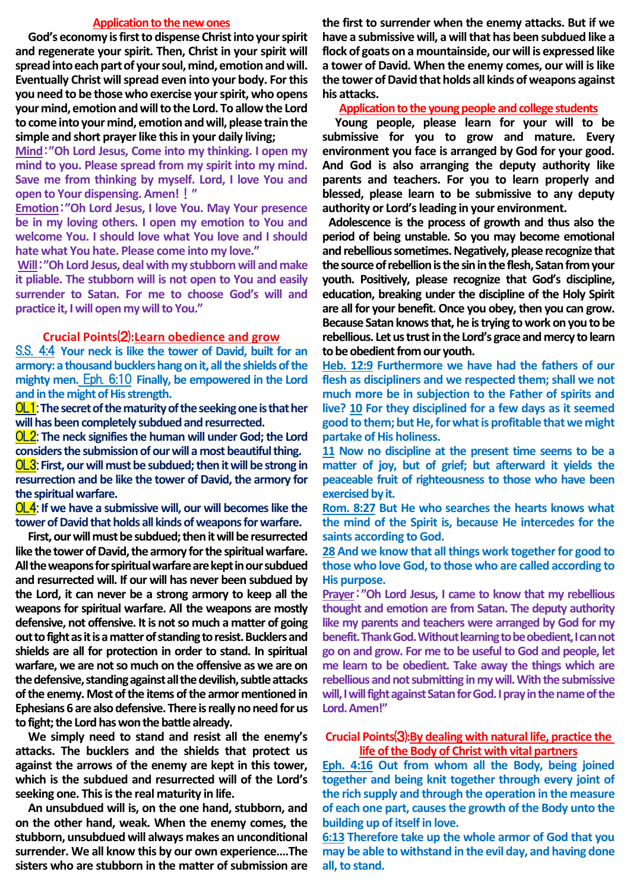## Application to the new ones

God's economy is first to dispense Christ into your spirit and regenerate your spirit. Then, Christ in your spirit will spread into each part of your soul, mind, emotion and will. Eventually Christ will spread even into your body. For this you need to be those who exercise your spirit, who opens your mind, emotion and will to the Lord. To allow the Lord to come into your mind, emotion and will, please train the simple and short prayer like this in your daily living;

**Mind**: "Oh Lord Jesus, Come into my thinking. I open my mind to you. Please spread from my spirit into my mind. Save me from thinking by myself. Lord, I love You and open to Your dispensing. Amen!!"

**Emotion**: "Oh Lord Jesus, I love You. May Your presence be in my loving others. I open my emotion to You and welcome You. I should love what You love and I should hate what You hate. Please come into my love."

**Will**: "Oh Lord Jesus, deal with my stubborn will and make it pliable. The stubborn will is not open to You and easily surrender to Satan. For me to choose God's will and practice it, I will open my will to You."

## Crucial Points⑵: Learn obedience and grow

**S.S. 4:4** Your neck is like the tower of David, built for an armory: a thousand bucklers hang on it, all the shields of the mighty men. **Eph. 6:10** Finally, be empowered in the Lord and in the might of His strength.

**OL1**: The secret of the maturity of the seeking one is that her will has been completely subdued and resurrected.

**OL2**: The neck signifies the human will under God; the Lord considers the submission of our will a most beautiful thing.

**OL3**: First, our will must be subdued; then it will be strong in resurrection and be like the tower of David, the armory for the spiritual warfare.

**OL4**: If we have a submissive will, our will becomes like the tower of David that holds all kinds of weapons for warfare.

First, our will must be subdued; then it will be resurrected like the tower of David, the armory for the spiritual warfare. All the weapons for spiritual warfare are kept in our subdued and resurrected will. If our will has never been subdued by the Lord, it can never be a strong armory to keep all the weapons for spiritual warfare. All the weapons are mostly defensive, not offensive. It is not so much a matter of going out to fight as it is a matter of standing to resist. Bucklers and shields are all for protection in order to stand. In spiritual warfare, we are not so much on the offensive as we are on the defensive, standing against all the devilish, subtle attacks of the enemy. Most of the items of the armor mentioned in Ephesians 6 are also defensive. There is really no need for us to fight; the Lord has won the battle already.

We simply need to stand and resist all the enemy's attacks. The bucklers and the shields that protect us against the arrows of the enemy are kept in this tower, which is the subdued and resurrected will of the Lord's seeking one. This is the real maturity in life.

An unsubdued will is, on the one hand, stubborn, and on the other hand, weak. When the enemy comes, the stubborn, unsubdued will always makes an unconditional surrender. We all know this by our own experience....The sisters who are stubborn in the matter of submission are the first to surrender when the enemy attacks. But if we have a submissive will, a will that has been subdued like a flock of goats on a mountainside, our will is expressed like a tower of David. When the enemy comes, our will is like the tower of David that holds all kinds of weapons against his attacks.

## Application to the young people and college students

Young people, please learn for your will to be submissive for you to grow and mature. Every environment you face is arranged by God for your good. And God is also arranging the deputy authority like parents and teachers. For you to learn properly and blessed, please learn to be submissive to any deputy authority or Lord's leading in your environment.

Adolescence is the process of growth and thus also the period of being unstable. So you may become emotional and rebellious sometimes. Negatively, please recognize that the source of rebellion is the sin in the flesh, Satan from your youth. Positively, please recognize that God's discipline, education, breaking under the discipline of the Holy Spirit are all for your benefit. Once you obey, then you can grow. Because Satan knows that, he is trying to work on you to be rebellious. Let us trust in the Lord's grace and mercy to learn to be obedient from our youth.

**Heb. 12:9** Furthermore we have had the fathers of our flesh as disciplinera and we respected them; shall we not much more be in subjection to the Father of spirits and live? **10** For they disciplined for a few days as it seemed good to them; but He, for what is profitable that we might partake of His holiness.

**11** Now no discipline at the present time seems to be a matter of joy, but of grief; but afterward it yields the peaceable fruit of righteousness to those who have been exercised by it.

**Rom. 8:27** But He who searches the hearts knows what the mind of the Spirit is, because He intercedes for the saints according to God.

**28** And we know that all things work together for good to those who love God, to those who are called according to His purpose.

**Prayer**: "Oh Lord Jesus, I came to know that my rebellious thought and emotion are from Satan. The deputy authority like my parents and teachers were arranged by God for my benefit. Thank God. Without learning to be obedient, I can not go on and grow. For me to be useful to God and people, let me learn to be obedient. Take away the things which are rebellious and not submitting in my will. With the submissive will, I will fight against Satan for God. I pray in the name of the Lord. Amen!"

## Crucial Points⑶: By dealing with natural life, practice the life of the Body of Christ with vital partners

**Eph. 4:16** Out from whom all the Body, being joined together and being knit together through every joint of the rich supply and through the operation in the measure of each one part, causes the growth of the Body unto the building up of itself in love.

**6:13** Therefore take up the whole armor of God that you may be able to withstand in the evil day, and having done all, to stand.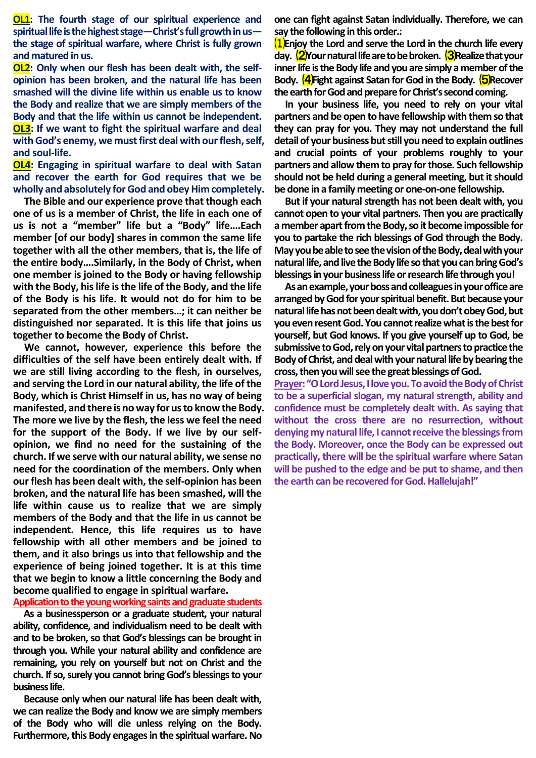**OL1**: **The fourth stage of our spiritual experience and spiritual life is the highest stage—Christ's full growth in us—the stage of spiritual warfare, where Christ is fully grown and matured in us.**

**OL2**: **Only when our flesh has been dealt with, the self-opinion has been broken, and the natural life has been smashed will the divine life within us enable us to know the Body and realize that we are simply members of the Body and that the life within us cannot be independent.**

**OL3**: **If we want to fight the spiritual warfare and deal with God's enemy, we must first deal with our flesh, self, and soul-life.**

**OL4**: **Engaging in spiritual warfare to deal with Satan and recover the earth for God requires that we be wholly and absolutely for God and obey Him completely.**

**The Bible and our experience prove that though each one of us is a member of Christ, the life in each one of us is not a "member" life but a "Body" life….Each member [of our body] shares in common the same life together with all the other members, that is, the life of the entire body….Similarly, in the Body of Christ, when one member is joined to the Body or having fellowship with the Body, his life is the life of the Body, and the life of the Body is his life. It would not do for him to be separated from the other members…; it can neither be distinguished nor separated. It is this life that joins us together to become the Body of Christ.**

**We cannot, however, experience this before the difficulties of the self have been entirely dealt with. If we are still living according to the flesh, in ourselves, and serving the Lord in our natural ability, the life of the Body, which is Christ Himself in us, has no way of being manifested, and there is no way for us to know the Body. The more we live by the flesh, the less we feel the need for the support of the Body. If we live by our self-opinion, we find no need for the sustaining of the church. If we serve with our natural ability, we sense no need for the coordination of the members. Only when our flesh has been dealt with, the self-opinion has been broken, and the natural life has been smashed, will the life within cause us to realize that we are simply members of the Body and that the life in us cannot be independent. Hence, this life requires us to have fellowship with all other members and be joined to them, and it also brings us into that fellowship and the experience of being joined together. It is at this time that we begin to know a little concerning the Body and become qualified to engage in spiritual warfare.**

**Application to the young working saints and graduate students**

**As a businessperson or a graduate student, your natural ability, confidence, and individualism need to be dealt with and to be broken, so that God's blessings can be brought in through you. While your natural ability and confidence are remaining, you rely on yourself but not on Christ and the church. If so, surely you cannot bring God's blessings to your business life.**

**Because only when our natural life has been dealt with, we can realize the Body and know we are simply members of the Body who will die unless relying on the Body. Furthermore, this Body engages in the spiritual warfare. No one can fight against Satan individually. Therefore, we can say the following in this order.:**

**⑴Enjoy the Lord and serve the Lord in the church life every day. ⑵Your natural life are to be broken. ⑶Realize that your inner life is the Body life and you are simply a member of the Body. ⑷Fight against Satan for God in the Body. ⑸Recover the earth for God and prepare for Christ's second coming.**

**In your business life, you need to rely on your vital partners and be open to have fellowship with them so that they can pray for you. They may not understand the full detail of your business but still you need to explain outlines and crucial points of your problems roughly to your partners and allow them to pray for those. Such fellowship should not be held during a general meeting, but it should be done in a family meeting or one-on-one fellowship.**

**But if your natural strength has not been dealt with, you cannot open to your vital partners. Then you are practically a member apart from the Body, so it become impossible for you to partake the rich blessings of God through the Body. May you be able to see the vision of the Body, deal with your natural life, and live the Body life so that you can bring God's blessings in your business life or research life through you!**

**As an example, your boss and colleagues in your office are arranged by God for your spiritual benefit. But because your natural life has not been dealt with, you don't obey God, but you even resent God. You cannot realize what is the best for yourself, but God knows. If you give yourself up to God, be submissive to God, rely on your vital partners to practice the Body of Christ, and deal with your natural life by bearing the cross, then you will see the great blessings of God.**

**Prayer: "O Lord Jesus, I love you. To avoid the Body of Christ to be a superficial slogan, my natural strength, ability and confidence must be completely dealt with. As saying that without the cross there are no resurrection, without denying my natural life, I cannot receive the blessings from the Body. Moreover, once the Body can be expressed out practically, there will be the spiritual warfare where Satan will be pushed to the edge and be put to shame, and then the earth can be recovered for God. Hallelujah!"**